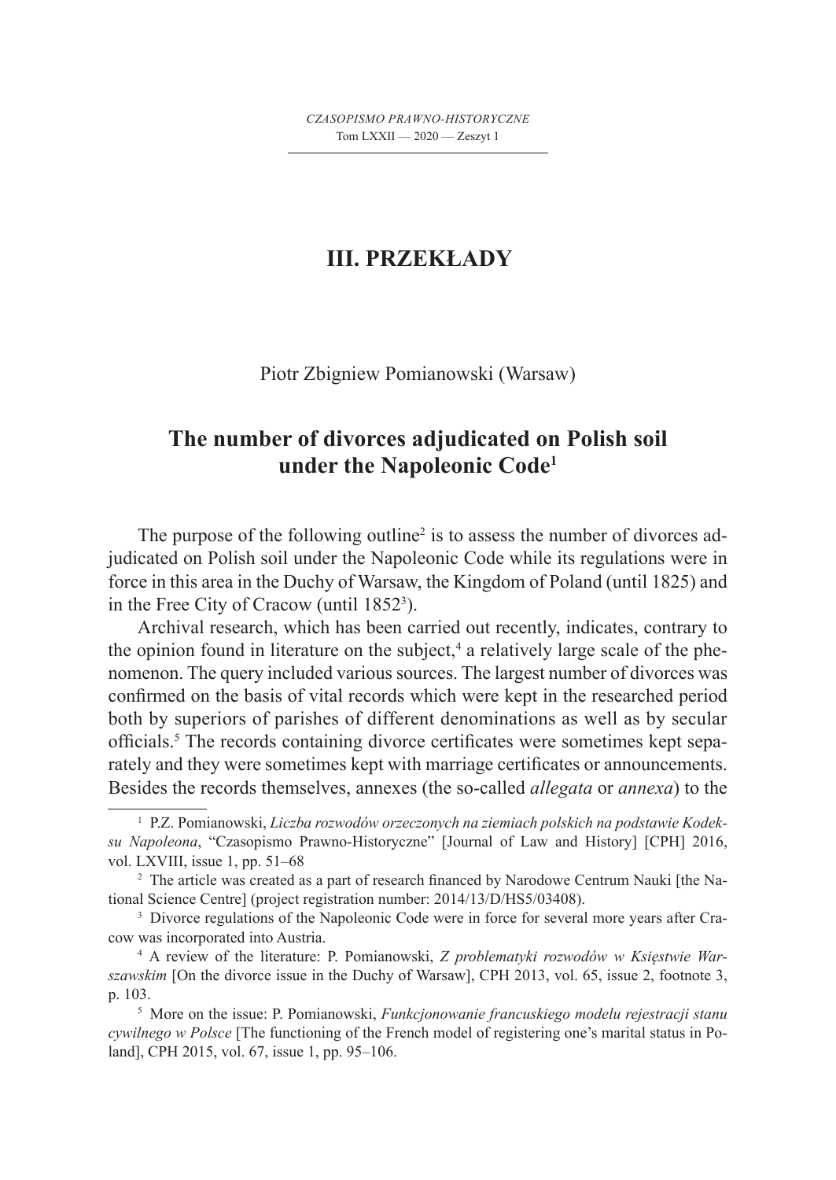# III. PRZEKŁADY

Piotr Zbigniew Pomianowski (Warsaw)

## The number of divorces adjudicated on Polish soil under the Napoleonic Code[1]

The purpose of the following outline[2] is to assess the number of divorces adjudicated on Polish soil under the Napoleonic Code while its regulations were in force in this area in the Duchy of Warsaw, the Kingdom of Poland (until 1825) and in the Free City of Cracow (until 1852[3]).

Archival research, which has been carried out recently, indicates, contrary to the opinion found in literature on the subject,[4] a relatively large scale of the phenomenon. The query included various sources. The largest number of divorces was confirmed on the basis of vital records which were kept in the researched period both by superiors of parishes of different denominations as well as by secular officials.[5] The records containing divorce certificates were sometimes kept separately and they were sometimes kept with marriage certificates or announcements. Besides the records themselves, annexes (the so-called *allegata* or *annexa*) to the

---

[1] P.Z. Pomianowski, *Liczba rozwodów orzeczonych na ziemiach polskich na podstawie Kodeksu Napoleona*, "Czasopismo Prawno-Historyczne" [Journal of Law and History] [CPH] 2016, vol. LXVIII, issue 1, pp. 51–68

[2] The article was created as a part of research financed by Narodowe Centrum Nauki [the National Science Centre] (project registration number: 2014/13/D/HS5/03408).

[3] Divorce regulations of the Napoleonic Code were in force for several more years after Cracow was incorporated into Austria.

[4] A review of the literature: P. Pomianowski, *Z problematyki rozwodów w Księstwie Warszawskim* [On the divorce issue in the Duchy of Warsaw], CPH 2013, vol. 65, issue 2, footnote 3, p. 103.

[5] More on the issue: P. Pomianowski, *Funkcjonowanie francuskiego modelu rejestracji stanu cywilnego w Polsce* [The functioning of the French model of registering one's marital status in Poland], CPH 2015, vol. 67, issue 1, pp. 95–106.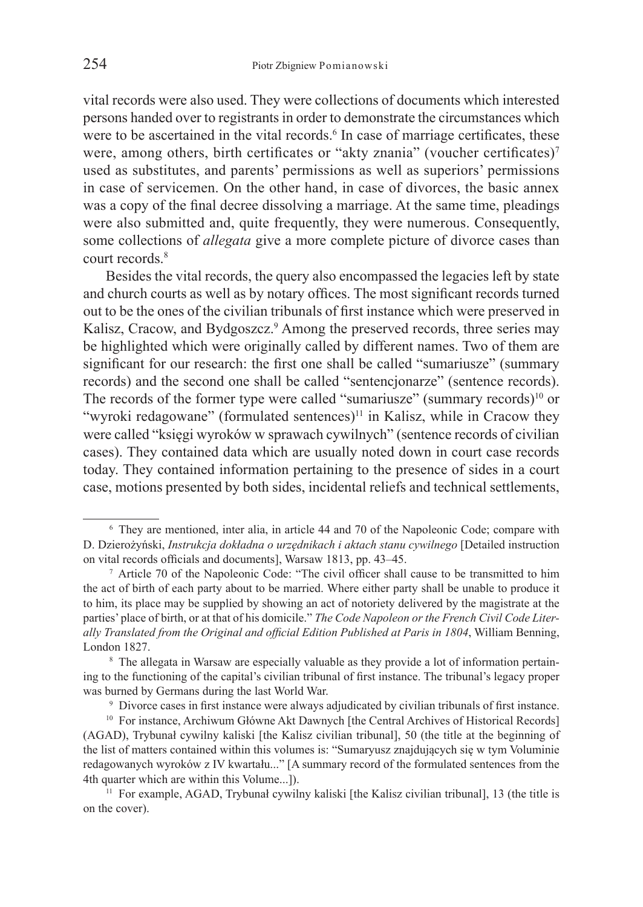vital records were also used. They were collections of documents which interested persons handed over to registrants in order to demonstrate the circumstances which were to be ascertained in the vital records.[6] In case of marriage certificates, these were, among others, birth certificates or "akty znania" (voucher certificates)[7] used as substitutes, and parents' permissions as well as superiors' permissions in case of servicemen. On the other hand, in case of divorces, the basic annex was a copy of the final decree dissolving a marriage. At the same time, pleadings were also submitted and, quite frequently, they were numerous. Consequently, some collections of *allegata* give a more complete picture of divorce cases than court records.[8]

Besides the vital records, the query also encompassed the legacies left by state and church courts as well as by notary offices. The most significant records turned out to be the ones of the civilian tribunals of first instance which were preserved in Kalisz, Cracow, and Bydgoszcz.[9] Among the preserved records, three series may be highlighted which were originally called by different names. Two of them are significant for our research: the first one shall be called "sumariusze" (summary records) and the second one shall be called "sentencjonarze" (sentence records). The records of the former type were called "sumariusze" (summary records)[10] or "wyroki redagowane" (formulated sentences)[11] in Kalisz, while in Cracow they were called "księgi wyroków w sprawach cywilnych" (sentence records of civilian cases). They contained data which are usually noted down in court case records today. They contained information pertaining to the presence of sides in a court case, motions presented by both sides, incidental reliefs and technical settlements,

---

[6] They are mentioned, inter alia, in article 44 and 70 of the Napoleonic Code; compare with D. Dzierożyński, *Instrukcja dokładna o urzędnikach i aktach stanu cywilnego* [Detailed instruction on vital records officials and documents], Warsaw 1813, pp. 43–45.

[7] Article 70 of the Napoleonic Code: "The civil officer shall cause to be transmitted to him the act of birth of each party about to be married. Where either party shall be unable to produce it to him, its place may be supplied by showing an act of notoriety delivered by the magistrate at the parties' place of birth, or at that of his domicile." *The Code Napoleon or the French Civil Code Literally Translated from the Original and official Edition Published at Paris in 1804*, William Benning, London 1827.

[8] The allegata in Warsaw are especially valuable as they provide a lot of information pertaining to the functioning of the capital's civilian tribunal of first instance. The tribunal's legacy proper was burned by Germans during the last World War.

[9] Divorce cases in first instance were always adjudicated by civilian tribunals of first instance.

[10] For instance, Archiwum Główne Akt Dawnych [the Central Archives of Historical Records] (AGAD), Trybunał cywilny kaliski [the Kalisz civilian tribunal], 50 (the title at the beginning of the list of matters contained within this volumes is: "Sumaryusz znajdujących się w tym Voluminie redagowanych wyroków z IV kwartału..." [A summary record of the formulated sentences from the 4th quarter which are within this Volume...]).

[11] For example, AGAD, Trybunał cywilny kaliski [the Kalisz civilian tribunal], 13 (the title is on the cover).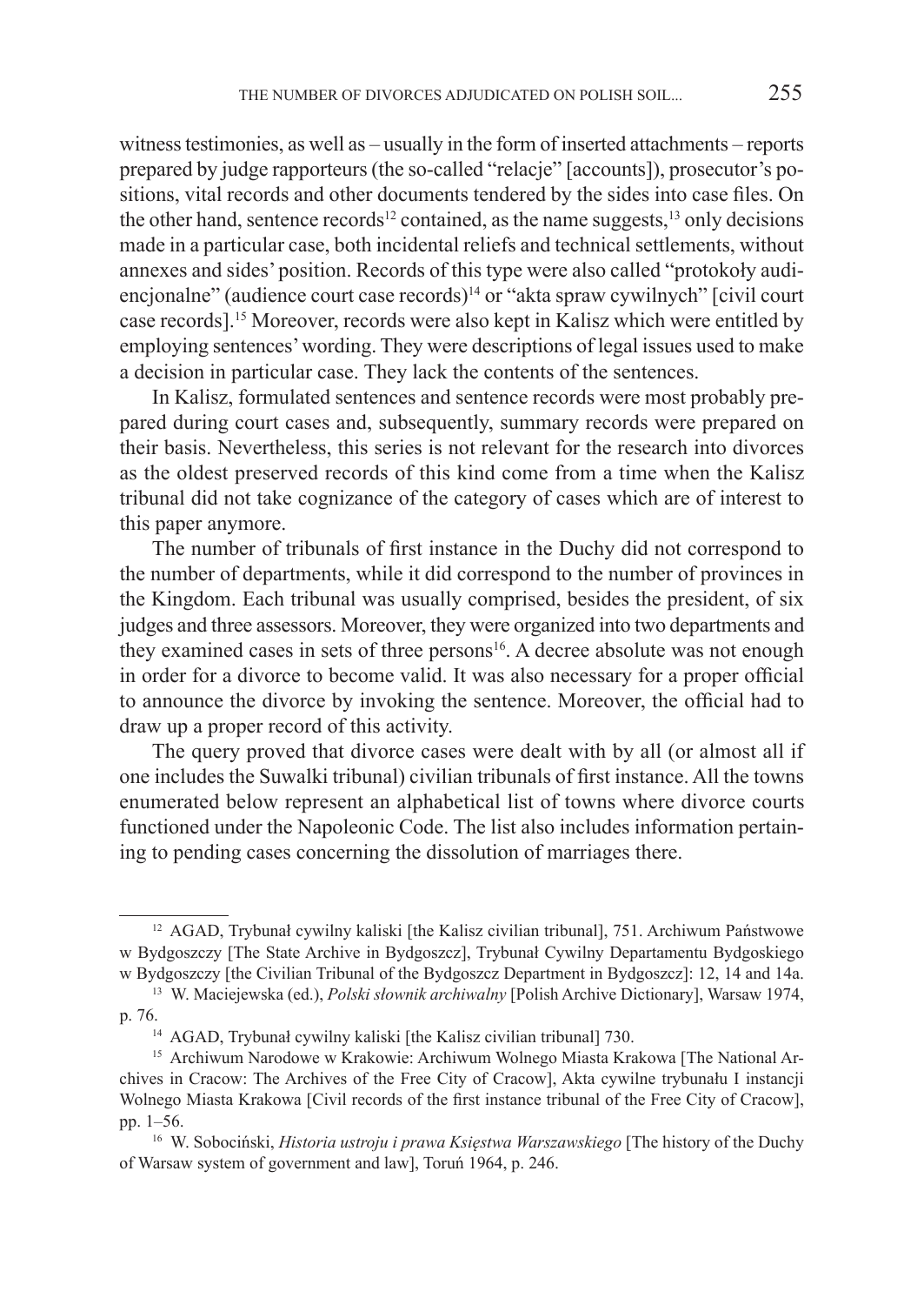witness testimonies, as well as – usually in the form of inserted attachments – reports prepared by judge rapporteurs (the so-called "relacje" [accounts]), prosecutor's positions, vital records and other documents tendered by the sides into case files. On the other hand, sentence records[12] contained, as the name suggests,[13] only decisions made in a particular case, both incidental reliefs and technical settlements, without annexes and sides' position. Records of this type were also called "protokoły audiencjonalne" (audience court case records)[14] or "akta spraw cywilnych" [civil court case records].[15] Moreover, records were also kept in Kalisz which were entitled by employing sentences' wording. They were descriptions of legal issues used to make a decision in particular case. They lack the contents of the sentences.

In Kalisz, formulated sentences and sentence records were most probably prepared during court cases and, subsequently, summary records were prepared on their basis. Nevertheless, this series is not relevant for the research into divorces as the oldest preserved records of this kind come from a time when the Kalisz tribunal did not take cognizance of the category of cases which are of interest to this paper anymore.

The number of tribunals of first instance in the Duchy did not correspond to the number of departments, while it did correspond to the number of provinces in the Kingdom. Each tribunal was usually comprised, besides the president, of six judges and three assessors. Moreover, they were organized into two departments and they examined cases in sets of three persons[16]. A decree absolute was not enough in order for a divorce to become valid. It was also necessary for a proper official to announce the divorce by invoking the sentence. Moreover, the official had to draw up a proper record of this activity.

The query proved that divorce cases were dealt with by all (or almost all if one includes the Suwalki tribunal) civilian tribunals of first instance. All the towns enumerated below represent an alphabetical list of towns where divorce courts functioned under the Napoleonic Code. The list also includes information pertaining to pending cases concerning the dissolution of marriages there.

---

[12] AGAD, Trybunał cywilny kaliski [the Kalisz civilian tribunal], 751. Archiwum Państwowe w Bydgoszczy [The State Archive in Bydgoszcz], Trybunał Cywilny Departamentu Bydgoskiego w Bydgoszczy [the Civilian Tribunal of the Bydgoszcz Department in Bydgoszcz]: 12, 14 and 14a.

[13] W. Maciejewska (ed.), *Polski słownik archiwalny* [Polish Archive Dictionary], Warsaw 1974, p. 76.

[14] AGAD, Trybunał cywilny kaliski [the Kalisz civilian tribunal] 730.

[15] Archiwum Narodowe w Krakowie: Archiwum Wolnego Miasta Krakowa [The National Archives in Cracow: The Archives of the Free City of Cracow], Akta cywilne trybunału I instancji Wolnego Miasta Krakowa [Civil records of the first instance tribunal of the Free City of Cracow], pp. 1–56.

[16] W. Sobociński, *Historia ustroju i prawa Księstwa Warszawskiego* [The history of the Duchy of Warsaw system of government and law], Toruń 1964, p. 246.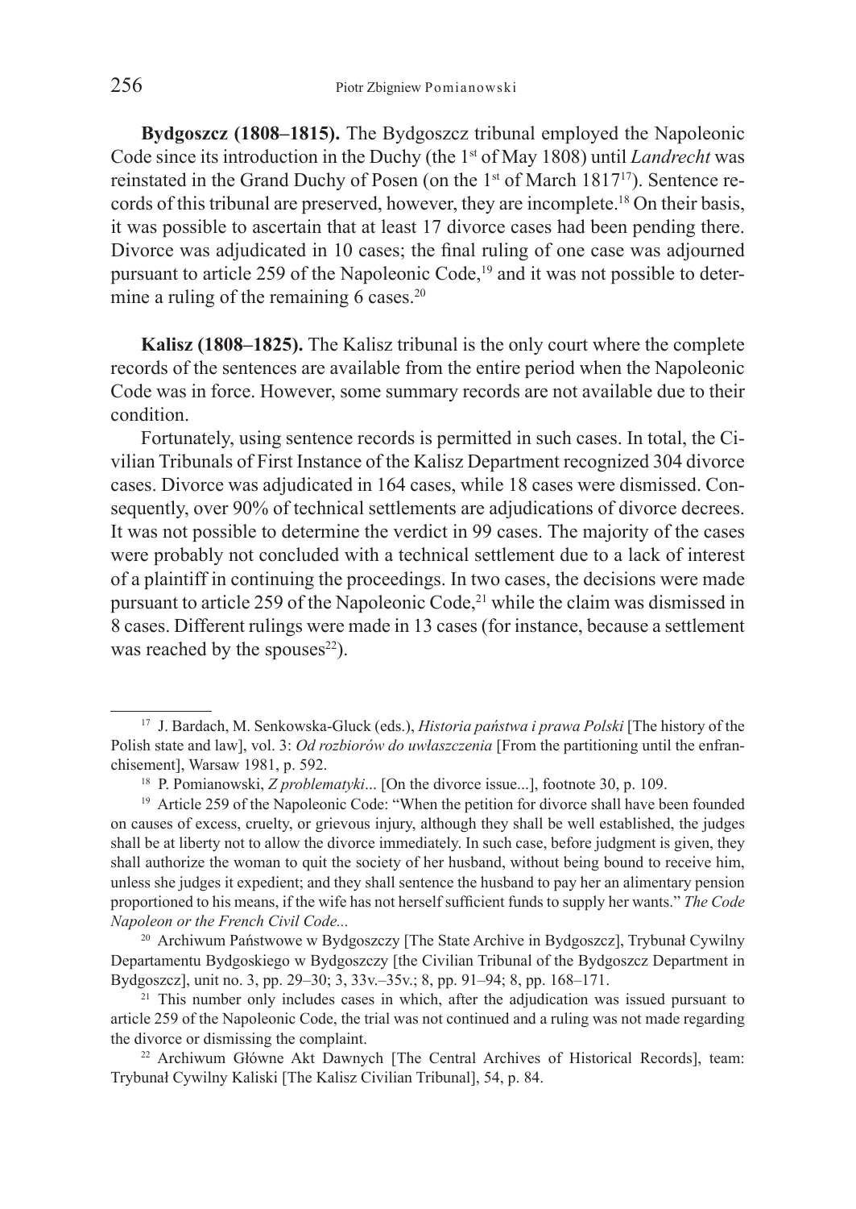**Bydgoszcz (1808–1815).** The Bydgoszcz tribunal employed the Napoleonic Code since its introduction in the Duchy (the 1st of May 1808) until *Landrecht* was reinstated in the Grand Duchy of Posen (on the 1st of March 1817[17]). Sentence records of this tribunal are preserved, however, they are incomplete.[18] On their basis, it was possible to ascertain that at least 17 divorce cases had been pending there. Divorce was adjudicated in 10 cases; the final ruling of one case was adjourned pursuant to article 259 of the Napoleonic Code,[19] and it was not possible to determine a ruling of the remaining 6 cases.[20]

**Kalisz (1808–1825).** The Kalisz tribunal is the only court where the complete records of the sentences are available from the entire period when the Napoleonic Code was in force. However, some summary records are not available due to their condition.

Fortunately, using sentence records is permitted in such cases. In total, the Civilian Tribunals of First Instance of the Kalisz Department recognized 304 divorce cases. Divorce was adjudicated in 164 cases, while 18 cases were dismissed. Consequently, over 90% of technical settlements are adjudications of divorce decrees. It was not possible to determine the verdict in 99 cases. The majority of the cases were probably not concluded with a technical settlement due to a lack of interest of a plaintiff in continuing the proceedings. In two cases, the decisions were made pursuant to article 259 of the Napoleonic Code,[21] while the claim was dismissed in 8 cases. Different rulings were made in 13 cases (for instance, because a settlement was reached by the spouses[22]).

---

[17] J. Bardach, M. Senkowska-Gluck (eds.), *Historia państwa i prawa Polski* [The history of the Polish state and law], vol. 3: *Od rozbiorów do uwłaszczenia* [From the partitioning until the enfranchisement], Warsaw 1981, p. 592.

[18] P. Pomianowski, *Z problematyki*... [On the divorce issue...], footnote 30, p. 109.

[19] Article 259 of the Napoleonic Code: "When the petition for divorce shall have been founded on causes of excess, cruelty, or grievous injury, although they shall be well established, the judges shall be at liberty not to allow the divorce immediately. In such case, before judgment is given, they shall authorize the woman to quit the society of her husband, without being bound to receive him, unless she judges it expedient; and they shall sentence the husband to pay her an alimentary pension proportioned to his means, if the wife has not herself sufficient funds to supply her wants." *The Code Napoleon or the French Civil Code...*

[20] Archiwum Państwowe w Bydgoszczy [The State Archive in Bydgoszcz], Trybunał Cywilny Departamentu Bydgoskiego w Bydgoszczy [the Civilian Tribunal of the Bydgoszcz Department in Bydgoszcz], unit no. 3, pp. 29–30; 3, 33v.–35v.; 8, pp. 91–94; 8, pp. 168–171.

[21] This number only includes cases in which, after the adjudication was issued pursuant to article 259 of the Napoleonic Code, the trial was not continued and a ruling was not made regarding the divorce or dismissing the complaint.

[22] Archiwum Główne Akt Dawnych [The Central Archives of Historical Records], team: Trybunał Cywilny Kaliski [The Kalisz Civilian Tribunal], 54, p. 84.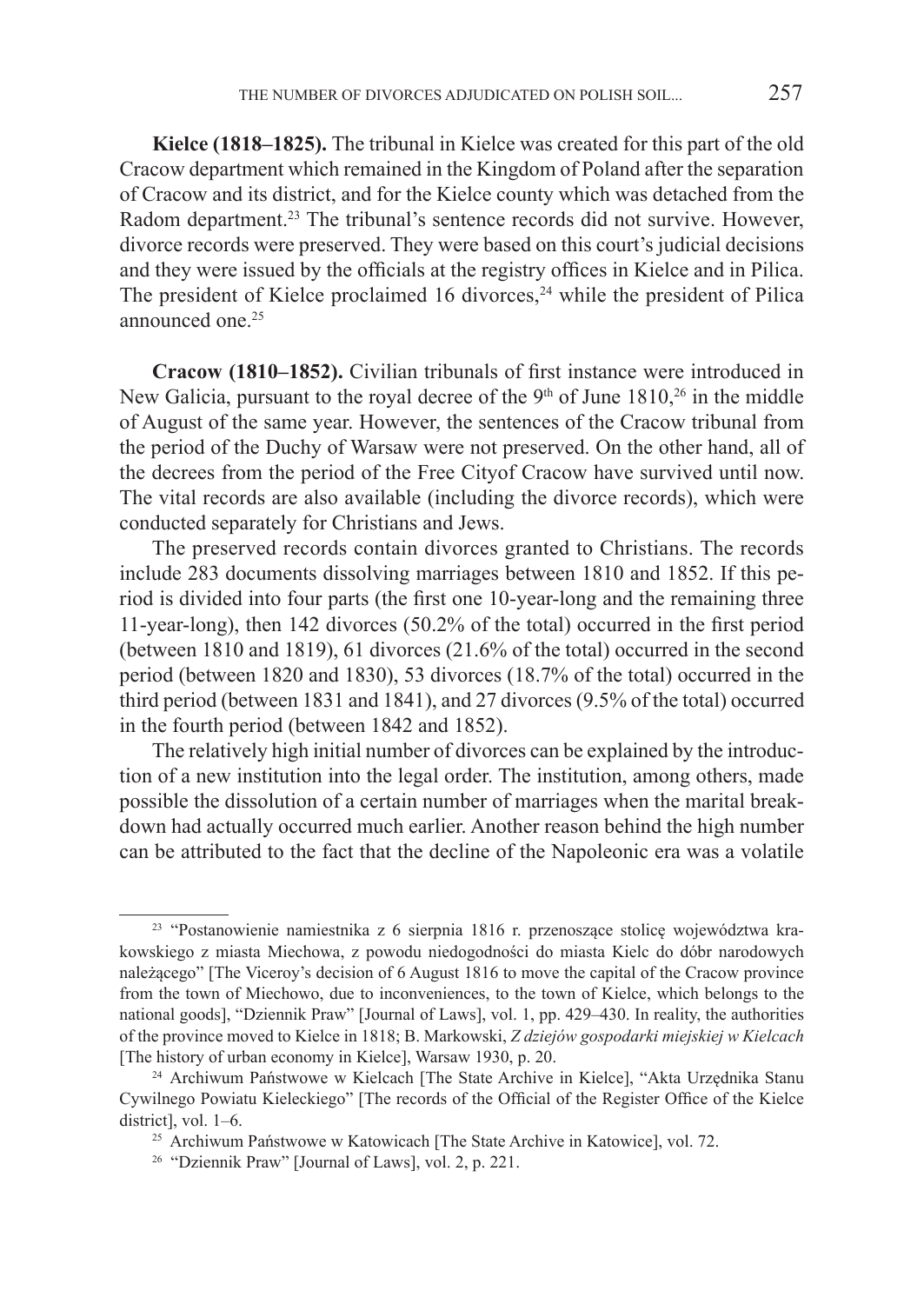**Kielce (1818–1825).** The tribunal in Kielce was created for this part of the old Cracow department which remained in the Kingdom of Poland after the separation of Cracow and its district, and for the Kielce county which was detached from the Radom department.[23] The tribunal's sentence records did not survive. However, divorce records were preserved. They were based on this court's judicial decisions and they were issued by the officials at the registry offices in Kielce and in Pilica. The president of Kielce proclaimed 16 divorces,[24] while the president of Pilica announced one.[25]

**Cracow (1810–1852).** Civilian tribunals of first instance were introduced in New Galicia, pursuant to the royal decree of the 9th of June 1810,[26] in the middle of August of the same year. However, the sentences of the Cracow tribunal from the period of the Duchy of Warsaw were not preserved. On the other hand, all of the decrees from the period of the Free Cityof Cracow have survived until now. The vital records are also available (including the divorce records), which were conducted separately for Christians and Jews.

The preserved records contain divorces granted to Christians. The records include 283 documents dissolving marriages between 1810 and 1852. If this period is divided into four parts (the first one 10-year-long and the remaining three 11-year-long), then 142 divorces (50.2% of the total) occurred in the first period (between 1810 and 1819), 61 divorces (21.6% of the total) occurred in the second period (between 1820 and 1830), 53 divorces (18.7% of the total) occurred in the third period (between 1831 and 1841), and 27 divorces (9.5% of the total) occurred in the fourth period (between 1842 and 1852).

The relatively high initial number of divorces can be explained by the introduction of a new institution into the legal order. The institution, among others, made possible the dissolution of a certain number of marriages when the marital breakdown had actually occurred much earlier. Another reason behind the high number can be attributed to the fact that the decline of the Napoleonic era was a volatile

---

[23] "Postanowienie namiestnika z 6 sierpnia 1816 r. przenoszące stolicę województwa krakowskiego z miasta Miechowa, z powodu niedogodności do miasta Kielc do dóbr narodowych należącego" [The Viceroy's decision of 6 August 1816 to move the capital of the Cracow province from the town of Miechowo, due to inconveniences, to the town of Kielce, which belongs to the national goods], "Dziennik Praw" [Journal of Laws], vol. 1, pp. 429–430. In reality, the authorities of the province moved to Kielce in 1818; B. Markowski, *Z dziejów gospodarki miejskiej w Kielcach* [The history of urban economy in Kielce], Warsaw 1930, p. 20.

[24] Archiwum Państwowe w Kielcach [The State Archive in Kielce], "Akta Urzędnika Stanu Cywilnego Powiatu Kieleckiego" [The records of the Official of the Register Office of the Kielce district], vol. 1–6.

[25] Archiwum Państwowe w Katowicach [The State Archive in Katowice], vol. 72.

[26] "Dziennik Praw" [Journal of Laws], vol. 2, p. 221.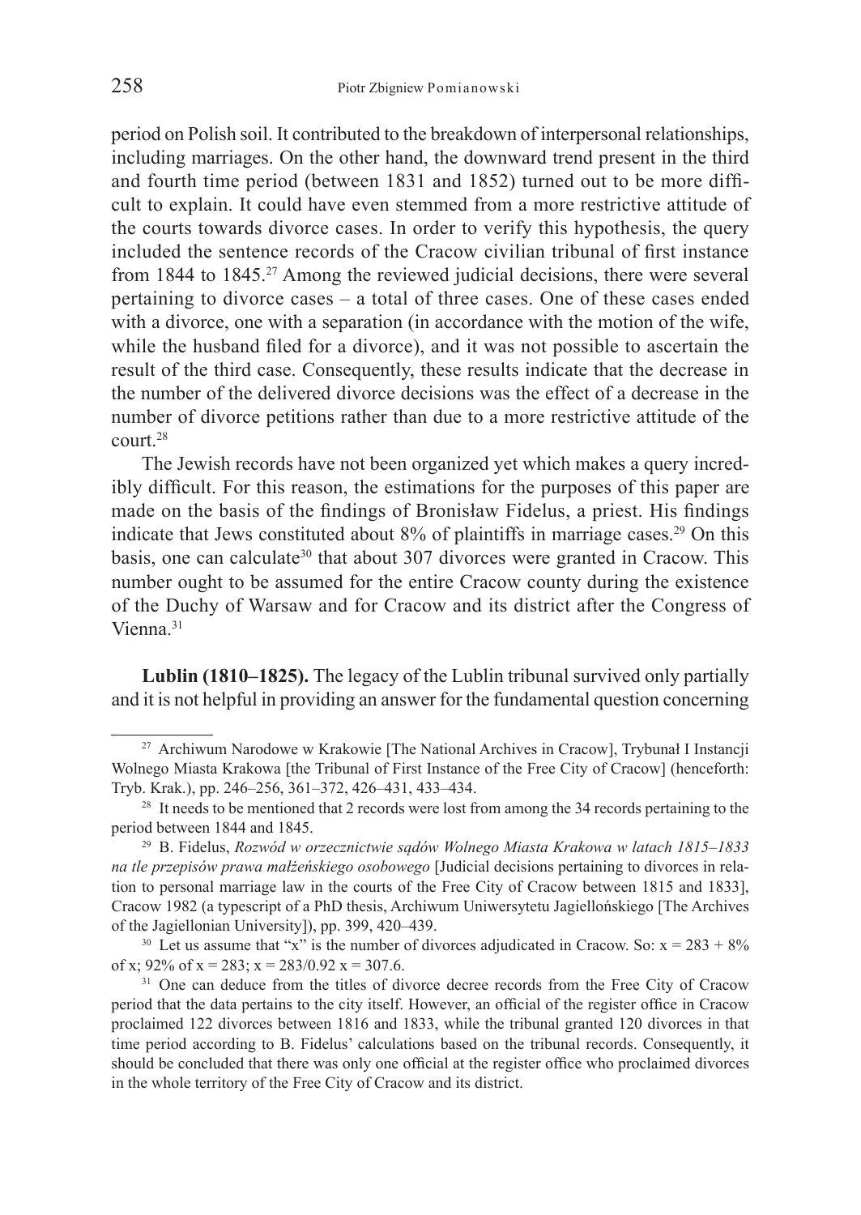period on Polish soil. It contributed to the breakdown of interpersonal relationships, including marriages. On the other hand, the downward trend present in the third and fourth time period (between 1831 and 1852) turned out to be more difficult to explain. It could have even stemmed from a more restrictive attitude of the courts towards divorce cases. In order to verify this hypothesis, the query included the sentence records of the Cracow civilian tribunal of first instance from 1844 to 1845.[27] Among the reviewed judicial decisions, there were several pertaining to divorce cases – a total of three cases. One of these cases ended with a divorce, one with a separation (in accordance with the motion of the wife, while the husband filed for a divorce), and it was not possible to ascertain the result of the third case. Consequently, these results indicate that the decrease in the number of the delivered divorce decisions was the effect of a decrease in the number of divorce petitions rather than due to a more restrictive attitude of the court.[28]

The Jewish records have not been organized yet which makes a query incredibly difficult. For this reason, the estimations for the purposes of this paper are made on the basis of the findings of Bronisław Fidelus, a priest. His findings indicate that Jews constituted about 8% of plaintiffs in marriage cases.[29] On this basis, one can calculate[30] that about 307 divorces were granted in Cracow. This number ought to be assumed for the entire Cracow county during the existence of the Duchy of Warsaw and for Cracow and its district after the Congress of Vienna.[31]

**Lublin (1810–1825).** The legacy of the Lublin tribunal survived only partially and it is not helpful in providing an answer for the fundamental question concerning

---

[27] Archiwum Narodowe w Krakowie [The National Archives in Cracow], Trybunał I Instancji Wolnego Miasta Krakowa [the Tribunal of First Instance of the Free City of Cracow] (henceforth: Tryb. Krak.), pp. 246–256, 361–372, 426–431, 433–434.

[28] It needs to be mentioned that 2 records were lost from among the 34 records pertaining to the period between 1844 and 1845.

[29] B. Fidelus, *Rozwód w orzecznictwie sądów Wolnego Miasta Krakowa w latach 1815–1833 na tle przepisów prawa małżeńskiego osobowego* [Judicial decisions pertaining to divorces in relation to personal marriage law in the courts of the Free City of Cracow between 1815 and 1833], Cracow 1982 (a typescript of a PhD thesis, Archiwum Uniwersytetu Jagiellońskiego [The Archives of the Jagiellonian University]), pp. 399, 420–439.

[30] Let us assume that "x" is the number of divorces adjudicated in Cracow. So: $x = 283 + 8\%$ of x; $92\%$ of $x = 283$; $x = 283/0.92$ $x = 307.6$.

[31] One can deduce from the titles of divorce decree records from the Free City of Cracow period that the data pertains to the city itself. However, an official of the register office in Cracow proclaimed 122 divorces between 1816 and 1833, while the tribunal granted 120 divorces in that time period according to B. Fidelus' calculations based on the tribunal records. Consequently, it should be concluded that there was only one official at the register office who proclaimed divorces in the whole territory of the Free City of Cracow and its district.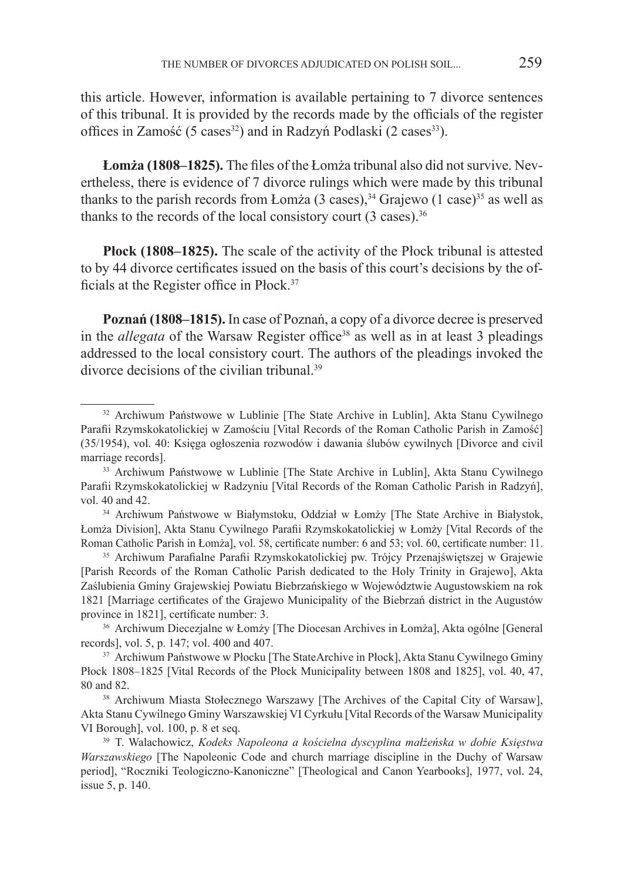this article. However, information is available pertaining to 7 divorce sentences of this tribunal. It is provided by the records made by the officials of the register offices in Zamość (5 cases[32]) and in Radzyń Podlaski (2 cases[33]).

**Łomża (1808–1825).** The files of the Łomża tribunal also did not survive. Nevertheless, there is evidence of 7 divorce rulings which were made by this tribunal thanks to the parish records from Łomża (3 cases),[34] Grajewo (1 case)[35] as well as thanks to the records of the local consistory court (3 cases).[36]

**Płock (1808–1825).** The scale of the activity of the Płock tribunal is attested to by 44 divorce certificates issued on the basis of this court's decisions by the officials at the Register office in Płock.[37]

**Poznań (1808–1815).** In case of Poznań, a copy of a divorce decree is preserved in the *allegata* of the Warsaw Register office[38] as well as in at least 3 pleadings addressed to the local consistory court. The authors of the pleadings invoked the divorce decisions of the civilian tribunal.[39]

---

[32] Archiwum Państwowe w Lublinie [The State Archive in Lublin], Akta Stanu Cywilnego Parafii Rzymskokatolickiej w Zamościu [Vital Records of the Roman Catholic Parish in Zamość] (35/1954), vol. 40: Księga ogłoszenia rozwodów i dawania ślubów cywilnych [Divorce and civil marriage records].

[33] Archiwum Państwowe w Lublinie [The State Archive in Lublin], Akta Stanu Cywilnego Parafii Rzymskokatolickiej w Radzyniu [Vital Records of the Roman Catholic Parish in Radzyń], vol. 40 and 42.

[34] Archiwum Państwowe w Białymstoku, Oddział w Łomży [The State Archive in Białystok, Łomża Division], Akta Stanu Cywilnego Parafii Rzymskokatolickiej w Łomży [Vital Records of the Roman Catholic Parish in Łomża], vol. 58, certificate number: 6 and 53; vol. 60, certificate number: 11.

[35] Archiwum Parafialne Parafii Rzymskokatolickiej pw. Trójcy Przenajświętszej w Grajewie [Parish Records of the Roman Catholic Parish dedicated to the Holy Trinity in Grajewo], Akta Zaślubienia Gminy Grajewskiej Powiatu Biebrzańskiego w Województwie Augustowskiem na rok 1821 [Marriage certificates of the Grajewo Municipality of the Biebrzań district in the Augustów province in 1821], certificate number: 3.

[36] Archiwum Diecezjalne w Łomży [The Diocesan Archives in Łomża], Akta ogólne [General records], vol. 5, p. 147; vol. 400 and 407.

[37] Archiwum Państwowe w Płocku [The StateArchive in Płock], Akta Stanu Cywilnego Gminy Płock 1808–1825 [Vital Records of the Płock Municipality between 1808 and 1825], vol. 40, 47, 80 and 82.

[38] Archiwum Miasta Stołecznego Warszawy [The Archives of the Capital City of Warsaw], Akta Stanu Cywilnego Gminy Warszawskiej VI Cyrkułu [Vital Records of the Warsaw Municipality VI Borough], vol. 100, p. 8 et seq.

[39] T. Walachowicz, *Kodeks Napoleona a kościelna dyscyplina małżeńska w dobie Księstwa Warszawskiego* [The Napoleonic Code and church marriage discipline in the Duchy of Warsaw period], "Roczniki Teologiczno-Kanoniczne" [Theological and Canon Yearbooks], 1977, vol. 24, issue 5, p. 140.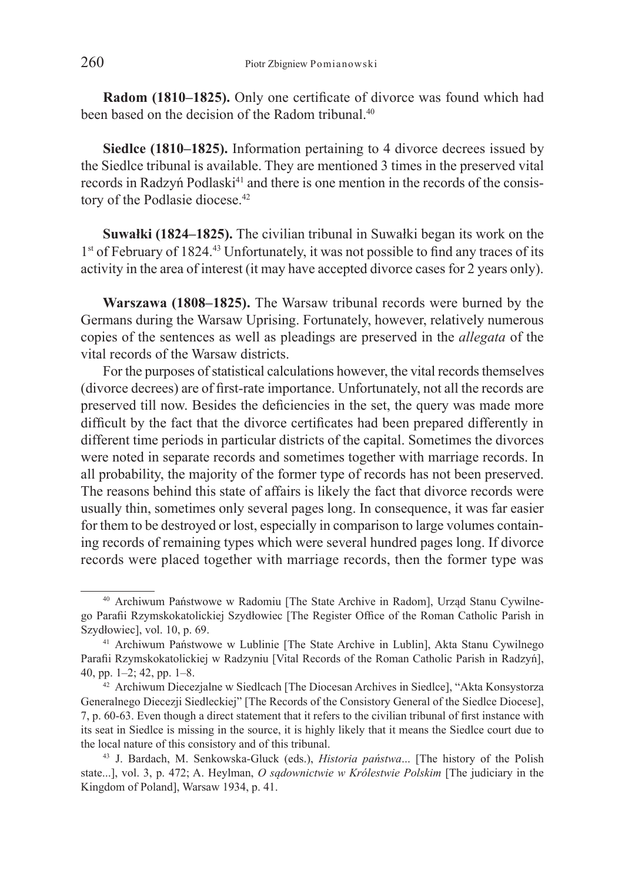**Radom (1810–1825).** Only one certificate of divorce was found which had been based on the decision of the Radom tribunal.[40]

**Siedlce (1810–1825).** Information pertaining to 4 divorce decrees issued by the Siedlce tribunal is available. They are mentioned 3 times in the preserved vital records in Radzyń Podlaski[41] and there is one mention in the records of the consistory of the Podlasie diocese.[42]

**Suwałki (1824–1825).** The civilian tribunal in Suwałki began its work on the 1st of February of 1824.[43] Unfortunately, it was not possible to find any traces of its activity in the area of interest (it may have accepted divorce cases for 2 years only).

**Warszawa (1808–1825).** The Warsaw tribunal records were burned by the Germans during the Warsaw Uprising. Fortunately, however, relatively numerous copies of the sentences as well as pleadings are preserved in the *allegata* of the vital records of the Warsaw districts.

For the purposes of statistical calculations however, the vital records themselves (divorce decrees) are of first-rate importance. Unfortunately, not all the records are preserved till now. Besides the deficiencies in the set, the query was made more difficult by the fact that the divorce certificates had been prepared differently in different time periods in particular districts of the capital. Sometimes the divorces were noted in separate records and sometimes together with marriage records. In all probability, the majority of the former type of records has not been preserved. The reasons behind this state of affairs is likely the fact that divorce records were usually thin, sometimes only several pages long. In consequence, it was far easier for them to be destroyed or lost, especially in comparison to large volumes containing records of remaining types which were several hundred pages long. If divorce records were placed together with marriage records, then the former type was

---

[40] Archiwum Państwowe w Radomiu [The State Archive in Radom], Urząd Stanu Cywilnego Parafii Rzymskokatolickiej Szydłowiec [The Register Office of the Roman Catholic Parish in Szydłowiec], vol. 10, p. 69.

[41] Archiwum Państwowe w Lublinie [The State Archive in Lublin], Akta Stanu Cywilnego Parafii Rzymskokatolickiej w Radzyniu [Vital Records of the Roman Catholic Parish in Radzyń], 40, pp. 1–2; 42, pp. 1–8.

[42] Archiwum Diecezjalne w Siedlcach [The Diocesan Archives in Siedlce], "Akta Konsystorza Generalnego Diecezji Siedleckiej" [The Records of the Consistory General of the Siedlce Diocese], 7, p. 60-63. Even though a direct statement that it refers to the civilian tribunal of first instance with its seat in Siedlce is missing in the source, it is highly likely that it means the Siedlce court due to the local nature of this consistory and of this tribunal.

[43] J. Bardach, M. Senkowska-Gluck (eds.), *Historia państwa*... [The history of the Polish state...], vol. 3, p. 472; A. Heylman, *O sądownictwie w Królestwie Polskim* [The judiciary in the Kingdom of Poland], Warsaw 1934, p. 41.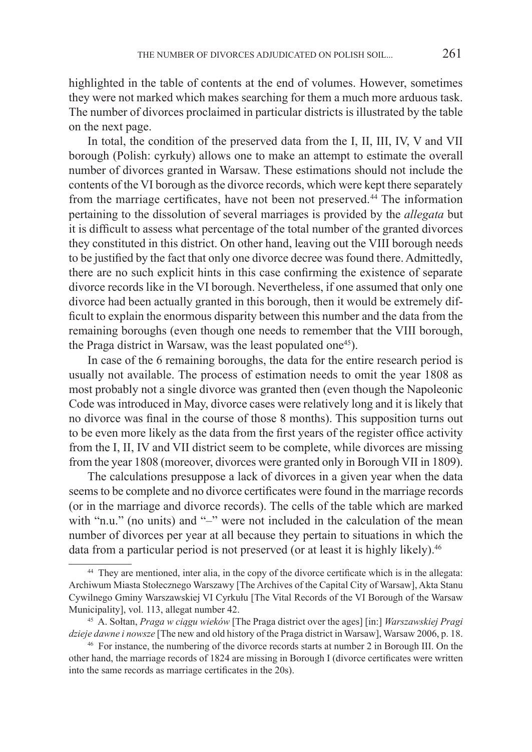highlighted in the table of contents at the end of volumes. However, sometimes they were not marked which makes searching for them a much more arduous task. The number of divorces proclaimed in particular districts is illustrated by the table on the next page.

In total, the condition of the preserved data from the I, II, III, IV, V and VII borough (Polish: cyrkuły) allows one to make an attempt to estimate the overall number of divorces granted in Warsaw. These estimations should not include the contents of the VI borough as the divorce records, which were kept there separately from the marriage certificates, have not been not preserved.[44] The information pertaining to the dissolution of several marriages is provided by the *allegata* but it is difficult to assess what percentage of the total number of the granted divorces they constituted in this district. On other hand, leaving out the VIII borough needs to be justified by the fact that only one divorce decree was found there. Admittedly, there are no such explicit hints in this case confirming the existence of separate divorce records like in the VI borough. Nevertheless, if one assumed that only one divorce had been actually granted in this borough, then it would be extremely difficult to explain the enormous disparity between this number and the data from the remaining boroughs (even though one needs to remember that the VIII borough, the Praga district in Warsaw, was the least populated one[45]).

In case of the 6 remaining boroughs, the data for the entire research period is usually not available. The process of estimation needs to omit the year 1808 as most probably not a single divorce was granted then (even though the Napoleonic Code was introduced in May, divorce cases were relatively long and it is likely that no divorce was final in the course of those 8 months). This supposition turns out to be even more likely as the data from the first years of the register office activity from the I, II, IV and VII district seem to be complete, while divorces are missing from the year 1808 (moreover, divorces were granted only in Borough VII in 1809).

The calculations presuppose a lack of divorces in a given year when the data seems to be complete and no divorce certificates were found in the marriage records (or in the marriage and divorce records). The cells of the table which are marked with "n.u." (no units) and "–" were not included in the calculation of the mean number of divorces per year at all because they pertain to situations in which the data from a particular period is not preserved (or at least it is highly likely).[46]

---

[44] They are mentioned, inter alia, in the copy of the divorce certificate which is in the allegata: Archiwum Miasta Stołecznego Warszawy [The Archives of the Capital City of Warsaw], Akta Stanu Cywilnego Gminy Warszawskiej VI Cyrkułu [The Vital Records of the VI Borough of the Warsaw Municipality], vol. 113, allegat number 42.

[45] A. Sołtan, *Praga w ciągu wieków* [The Praga district over the ages] [in:] *Warszawskiej Pragi dzieje dawne i nowsze* [The new and old history of the Praga district in Warsaw], Warsaw 2006, p. 18.

[46] For instance, the numbering of the divorce records starts at number 2 in Borough III. On the other hand, the marriage records of 1824 are missing in Borough I (divorce certificates were written into the same records as marriage certificates in the 20s).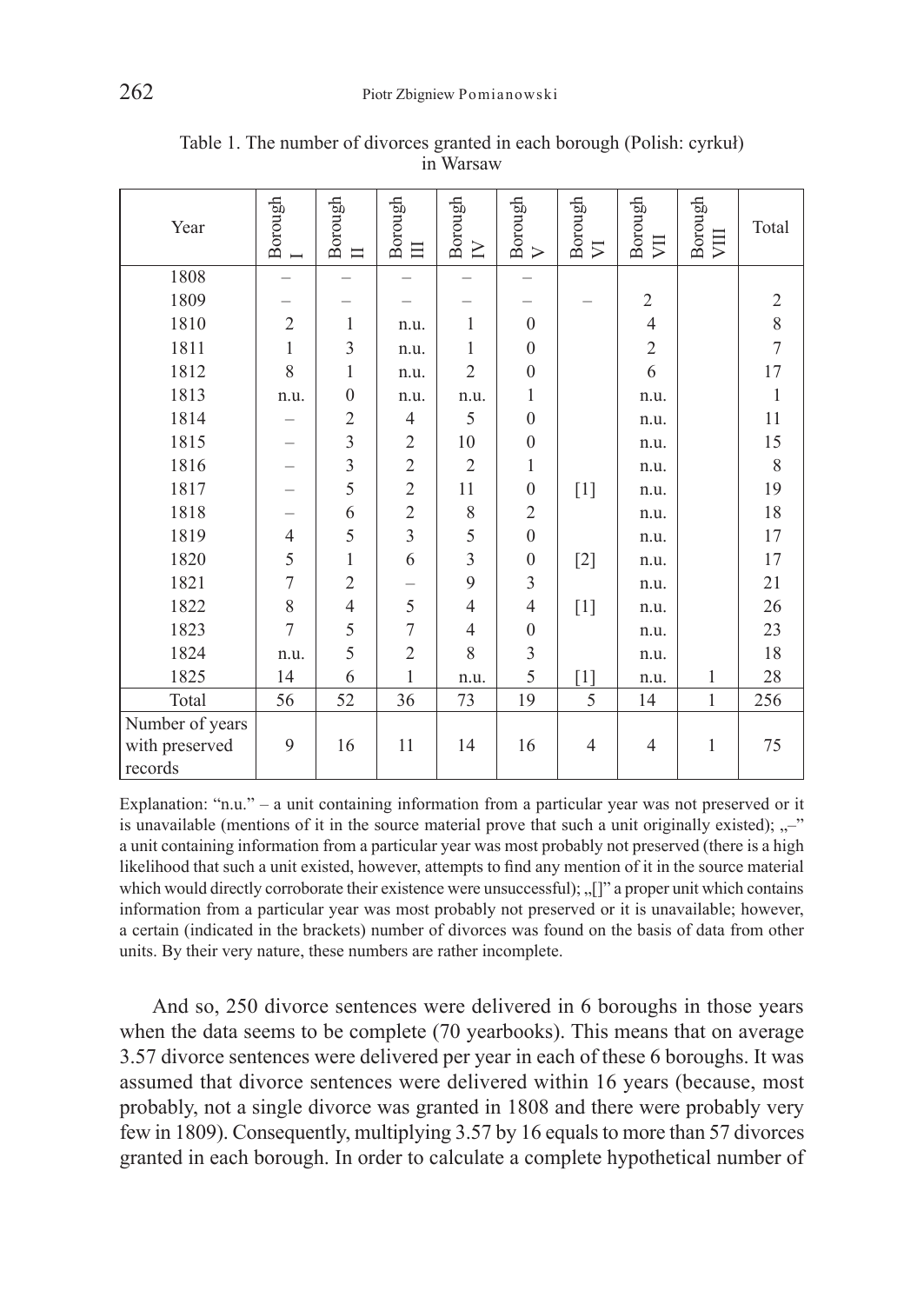Table 1. The number of divorces granted in each borough (Polish: cyrkuł) in Warsaw

| Year | Borough I | Borough II | Borough III | Borough IV | Borough V | Borough VI | Borough VII | Borough VIII | Total |
|---|---|---|---|---|---|---|---|---|---|
| 1808 | – | – | – | – | – | | | | |
| 1809 | – | – | – | – | – | – | 2 | | 2 |
| 1810 | 2 | 1 | n.u. | 1 | 0 | | 4 | | 8 |
| 1811 | 1 | 3 | n.u. | 1 | 0 | | 2 | | 7 |
| 1812 | 8 | 1 | n.u. | 2 | 0 | | 6 | | 17 |
| 1813 | n.u. | 0 | n.u. | n.u. | 1 | | n.u. | | 1 |
| 1814 | – | 2 | 4 | 5 | 0 | | n.u. | | 11 |
| 1815 | – | 3 | 2 | 10 | 0 | | n.u. | | 15 |
| 1816 | – | 3 | 2 | 2 | 1 | | n.u. | | 8 |
| 1817 | – | 5 | 2 | 11 | 0 | [1] | n.u. | | 19 |
| 1818 | – | 6 | 2 | 8 | 2 | | n.u. | | 18 |
| 1819 | 4 | 5 | 3 | 5 | 0 | | n.u. | | 17 |
| 1820 | 5 | 1 | 6 | 3 | 0 | [2] | n.u. | | 17 |
| 1821 | 7 | 2 | – | 9 | 3 | | n.u. | | 21 |
| 1822 | 8 | 4 | 5 | 4 | 4 | [1] | n.u. | | 26 |
| 1823 | 7 | 5 | 7 | 4 | 0 | | n.u. | | 23 |
| 1824 | n.u. | 5 | 2 | 8 | 3 | | n.u. | | 18 |
| 1825 | 14 | 6 | 1 | n.u. | 5 | [1] | n.u. | 1 | 28 |
| Total | 56 | 52 | 36 | 73 | 19 | 5 | 14 | 1 | 256 |
| Number of years with preserved records | 9 | 16 | 11 | 14 | 16 | 4 | 4 | 1 | 75 |

Explanation: "n.u." – a unit containing information from a particular year was not preserved or it is unavailable (mentions of it in the source material prove that such a unit originally existed); „–" a unit containing information from a particular year was most probably not preserved (there is a high likelihood that such a unit existed, however, attempts to find any mention of it in the source material which would directly corroborate their existence were unsuccessful); „[]" a proper unit which contains information from a particular year was most probably not preserved or it is unavailable; however, a certain (indicated in the brackets) number of divorces was found on the basis of data from other units. By their very nature, these numbers are rather incomplete.

And so, 250 divorce sentences were delivered in 6 boroughs in those years when the data seems to be complete (70 yearbooks). This means that on average 3.57 divorce sentences were delivered per year in each of these 6 boroughs. It was assumed that divorce sentences were delivered within 16 years (because, most probably, not a single divorce was granted in 1808 and there were probably very few in 1809). Consequently, multiplying 3.57 by 16 equals to more than 57 divorces granted in each borough. In order to calculate a complete hypothetical number of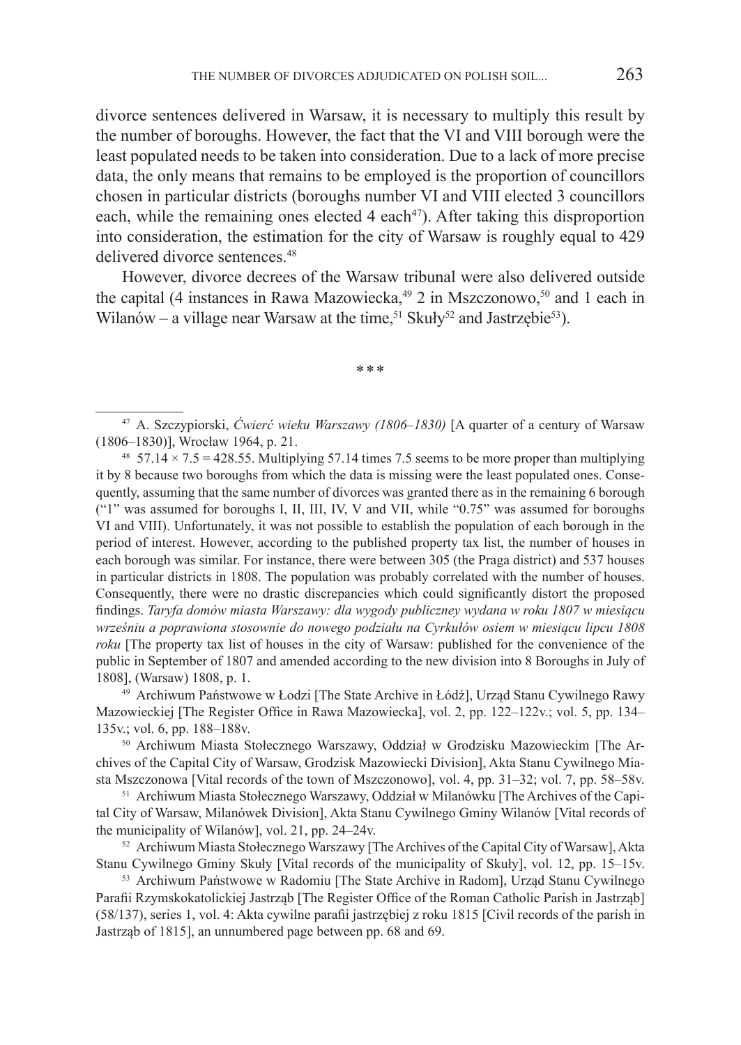divorce sentences delivered in Warsaw, it is necessary to multiply this result by the number of boroughs. However, the fact that the VI and VIII borough were the least populated needs to be taken into consideration. Due to a lack of more precise data, the only means that remains to be employed is the proportion of councillors chosen in particular districts (boroughs number VI and VIII elected 3 councillors each, while the remaining ones elected 4 each[47]). After taking this disproportion into consideration, the estimation for the city of Warsaw is roughly equal to 429 delivered divorce sentences.[48]

However, divorce decrees of the Warsaw tribunal were also delivered outside the capital (4 instances in Rawa Mazowiecka,[49] 2 in Mszczonowo,[50] and 1 each in Wilanów – a village near Warsaw at the time,[51] Skuły[52] and Jastrzębie[53]).

\* \* \*

---

[47] A. Szczypiorski, *Ćwierć wieku Warszawy (1806–1830)* [A quarter of a century of Warsaw (1806–1830)], Wrocław 1964, p. 21.

[48] $57.14 \times 7.5 = 428.55$. Multiplying 57.14 times 7.5 seems to be more proper than multiplying it by 8 because two boroughs from which the data is missing were the least populated ones. Consequently, assuming that the same number of divorces was granted there as in the remaining 6 borough ("1" was assumed for boroughs I, II, III, IV, V and VII, while "0.75" was assumed for boroughs VI and VIII). Unfortunately, it was not possible to establish the population of each borough in the period of interest. However, according to the published property tax list, the number of houses in each borough was similar. For instance, there were between 305 (the Praga district) and 537 houses in particular districts in 1808. The population was probably correlated with the number of houses. Consequently, there were no drastic discrepancies which could significantly distort the proposed findings. *Taryfa domów miasta Warszawy: dla wygody publicznej wydana w roku 1807 w miesiącu wrześniu a poprawiona stosownie do nowego podziału na Cyrkułów osiem w miesiącu lipcu 1808 roku* [The property tax list of houses in the city of Warsaw: published for the convenience of the public in September of 1807 and amended according to the new division into 8 Boroughs in July of 1808], (Warsaw) 1808, p. 1.

[49] Archiwum Państwowe w Łodzi [The State Archive in Łódź], Urząd Stanu Cywilnego Rawy Mazowieckiej [The Register Office in Rawa Mazowiecka], vol. 2, pp. 122–122v.; vol. 5, pp. 134–135v.; vol. 6, pp. 188–188v.

[50] Archiwum Miasta Stołecznego Warszawy, Oddział w Grodzisku Mazowieckim [The Archives of the Capital City of Warsaw, Grodzisk Mazowiecki Division], Akta Stanu Cywilnego Miasta Mszczonowa [Vital records of the town of Mszczonowo], vol. 4, pp. 31–32; vol. 7, pp. 58–58v.

[51] Archiwum Miasta Stołecznego Warszawy, Oddział w Milanówku [The Archives of the Capital City of Warsaw, Milanówek Division], Akta Stanu Cywilnego Gminy Wilanów [Vital records of the municipality of Wilanów], vol. 21, pp. 24–24v.

[52] Archiwum Miasta Stołecznego Warszawy [The Archives of the Capital City of Warsaw], Akta Stanu Cywilnego Gminy Skuły [Vital records of the municipality of Skuły], vol. 12, pp. 15–15v.

[53] Archiwum Państwowe w Radomiu [The State Archive in Radom], Urząd Stanu Cywilnego Parafii Rzymskokatolickiej Jastrząb [The Register Office of the Roman Catholic Parish in Jastrząb] (58/137), series 1, vol. 4: Akta cywilne parafii jastrzębiej z roku 1815 [Civil records of the parish in Jastrząb of 1815], an unnumbered page between pp. 68 and 69.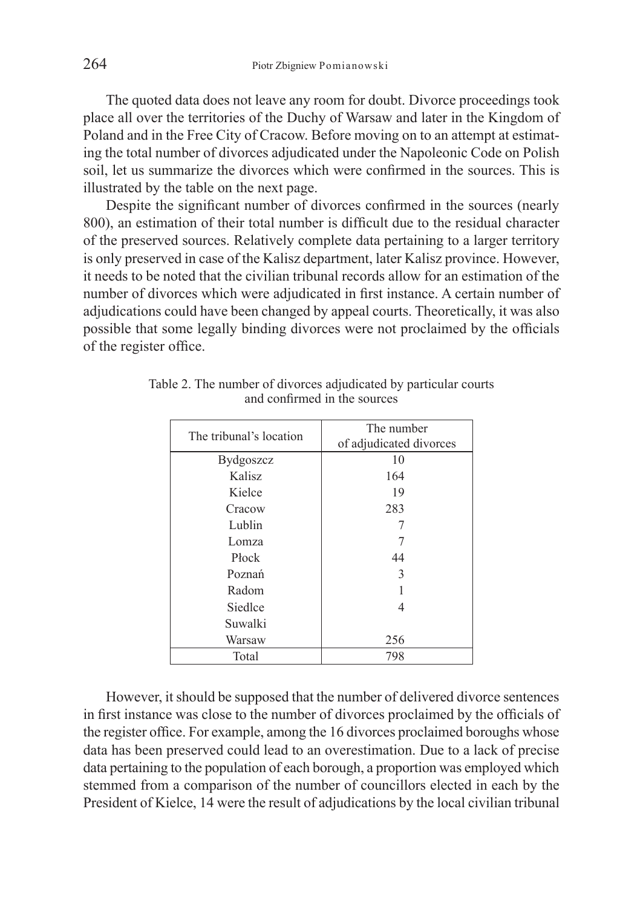The quoted data does not leave any room for doubt. Divorce proceedings took place all over the territories of the Duchy of Warsaw and later in the Kingdom of Poland and in the Free City of Cracow. Before moving on to an attempt at estimating the total number of divorces adjudicated under the Napoleonic Code on Polish soil, let us summarize the divorces which were confirmed in the sources. This is illustrated by the table on the next page.

Despite the significant number of divorces confirmed in the sources (nearly 800), an estimation of their total number is difficult due to the residual character of the preserved sources. Relatively complete data pertaining to a larger territory is only preserved in case of the Kalisz department, later Kalisz province. However, it needs to be noted that the civilian tribunal records allow for an estimation of the number of divorces which were adjudicated in first instance. A certain number of adjudications could have been changed by appeal courts. Theoretically, it was also possible that some legally binding divorces were not proclaimed by the officials of the register office.

Table 2. The number of divorces adjudicated by particular courts and confirmed in the sources

| The tribunal's location | The number of adjudicated divorces |
|---|---|
| Bydgoszcz | 10 |
| Kalisz | 164 |
| Kielce | 19 |
| Cracow | 283 |
| Lublin | 7 |
| Lomza | 7 |
| Płock | 44 |
| Poznań | 3 |
| Radom | 1 |
| Siedlce | 4 |
| Suwalki | |
| Warsaw | 256 |
| Total | 798 |

However, it should be supposed that the number of delivered divorce sentences in first instance was close to the number of divorces proclaimed by the officials of the register office. For example, among the 16 divorces proclaimed boroughs whose data has been preserved could lead to an overestimation. Due to a lack of precise data pertaining to the population of each borough, a proportion was employed which stemmed from a comparison of the number of councillors elected in each by the President of Kielce, 14 were the result of adjudications by the local civilian tribunal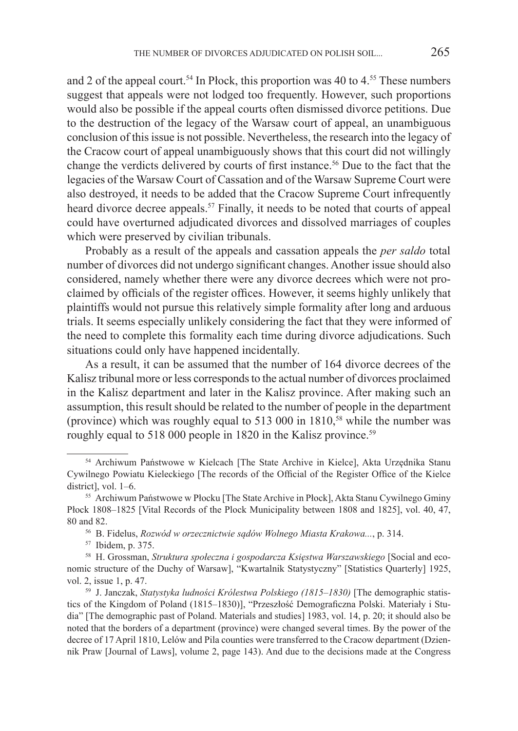and 2 of the appeal court.[54] In Płock, this proportion was 40 to 4.[55] These numbers suggest that appeals were not lodged too frequently. However, such proportions would also be possible if the appeal courts often dismissed divorce petitions. Due to the destruction of the legacy of the Warsaw court of appeal, an unambiguous conclusion of this issue is not possible. Nevertheless, the research into the legacy of the Cracow court of appeal unambiguously shows that this court did not willingly change the verdicts delivered by courts of first instance.[56] Due to the fact that the legacies of the Warsaw Court of Cassation and of the Warsaw Supreme Court were also destroyed, it needs to be added that the Cracow Supreme Court infrequently heard divorce decree appeals.[57] Finally, it needs to be noted that courts of appeal could have overturned adjudicated divorces and dissolved marriages of couples which were preserved by civilian tribunals.

Probably as a result of the appeals and cassation appeals the *per saldo* total number of divorces did not undergo significant changes. Another issue should also considered, namely whether there were any divorce decrees which were not proclaimed by officials of the register offices. However, it seems highly unlikely that plaintiffs would not pursue this relatively simple formality after long and arduous trials. It seems especially unlikely considering the fact that they were informed of the need to complete this formality each time during divorce adjudications. Such situations could only have happened incidentally.

As a result, it can be assumed that the number of 164 divorce decrees of the Kalisz tribunal more or less corresponds to the actual number of divorces proclaimed in the Kalisz department and later in the Kalisz province. After making such an assumption, this result should be related to the number of people in the department (province) which was roughly equal to 513 000 in 1810,[58] while the number was roughly equal to 518 000 people in 1820 in the Kalisz province.[59]

---

[54] Archiwum Państwowe w Kielcach [The State Archive in Kielce], Akta Urzędnika Stanu Cywilnego Powiatu Kieleckiego [The records of the Official of the Register Office of the Kielce district], vol. 1–6.

[55] Archiwum Państwowe w Płocku [The State Archive in Płock], Akta Stanu Cywilnego Gminy Płock 1808–1825 [Vital Records of the Plock Municipality between 1808 and 1825], vol. 40, 47, 80 and 82.

[56] B. Fidelus, *Rozwód w orzecznictwie sądów Wolnego Miasta Krakowa...*, p. 314.

[57] Ibidem, p. 375.

[58] H. Grossman, *Struktura społeczna i gospodarcza Księstwa Warszawskiego* [Social and economic structure of the Duchy of Warsaw], "Kwartalnik Statystyczny" [Statistics Quarterly] 1925, vol. 2, issue 1, p. 47.

[59] J. Janczak, *Statystyka ludności Królestwa Polskiego (1815–1830)* [The demographic statistics of the Kingdom of Poland (1815–1830)], "Przeszłość Demograficzna Polski. Materiały i Studia" [The demographic past of Poland. Materials and studies] 1983, vol. 14, p. 20; it should also be noted that the borders of a department (province) were changed several times. By the power of the decree of 17 April 1810, Lelów and Pila counties were transferred to the Cracow department (Dziennik Praw [Journal of Laws], volume 2, page 143). And due to the decisions made at the Congress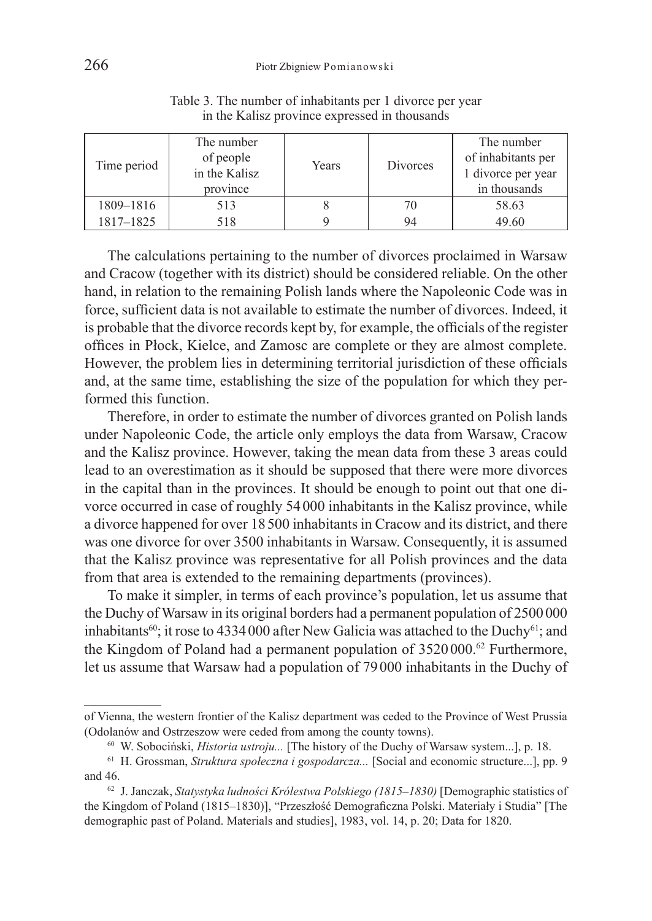Table 3. The number of inhabitants per 1 divorce per year in the Kalisz province expressed in thousands

| Time period | The number of people in the Kalisz province | Years | Divorces | The number of inhabitants per 1 divorce per year in thousands |
|---|---|---|---|---|
| 1809–1816 | 513 | 8 | 70 | 58.63 |
| 1817–1825 | 518 | 9 | 94 | 49.60 |

The calculations pertaining to the number of divorces proclaimed in Warsaw and Cracow (together with its district) should be considered reliable. On the other hand, in relation to the remaining Polish lands where the Napoleonic Code was in force, sufficient data is not available to estimate the number of divorces. Indeed, it is probable that the divorce records kept by, for example, the officials of the register offices in Płock, Kielce, and Zamosc are complete or they are almost complete. However, the problem lies in determining territorial jurisdiction of these officials and, at the same time, establishing the size of the population for which they performed this function.

Therefore, in order to estimate the number of divorces granted on Polish lands under Napoleonic Code, the article only employs the data from Warsaw, Cracow and the Kalisz province. However, taking the mean data from these 3 areas could lead to an overestimation as it should be supposed that there were more divorces in the capital than in the provinces. It should be enough to point out that one divorce occurred in case of roughly 54 000 inhabitants in the Kalisz province, while a divorce happened for over 18 500 inhabitants in Cracow and its district, and there was one divorce for over 3500 inhabitants in Warsaw. Consequently, it is assumed that the Kalisz province was representative for all Polish provinces and the data from that area is extended to the remaining departments (provinces).

To make it simpler, in terms of each province's population, let us assume that the Duchy of Warsaw in its original borders had a permanent population of 2500 000 inhabitants[60]; it rose to 4334 000 after New Galicia was attached to the Duchy[61]; and the Kingdom of Poland had a permanent population of 3520 000.[62] Furthermore, let us assume that Warsaw had a population of 79 000 inhabitants in the Duchy of

---

of Vienna, the western frontier of the Kalisz department was ceded to the Province of West Prussia (Odolanów and Ostrzeszow were ceded from among the county towns).

[60] W. Sobociński, *Historia ustroju...* [The history of the Duchy of Warsaw system...], p. 18.

[61] H. Grossman, *Struktura społeczna i gospodarcza...* [Social and economic structure...], pp. 9 and 46.

[62] J. Janczak, *Statystyka ludności Królestwa Polskiego (1815–1830)* [Demographic statistics of the Kingdom of Poland (1815–1830)], "Przeszłość Demograficzna Polski. Materiały i Studia" [The demographic past of Poland. Materials and studies], 1983, vol. 14, p. 20; Data for 1820.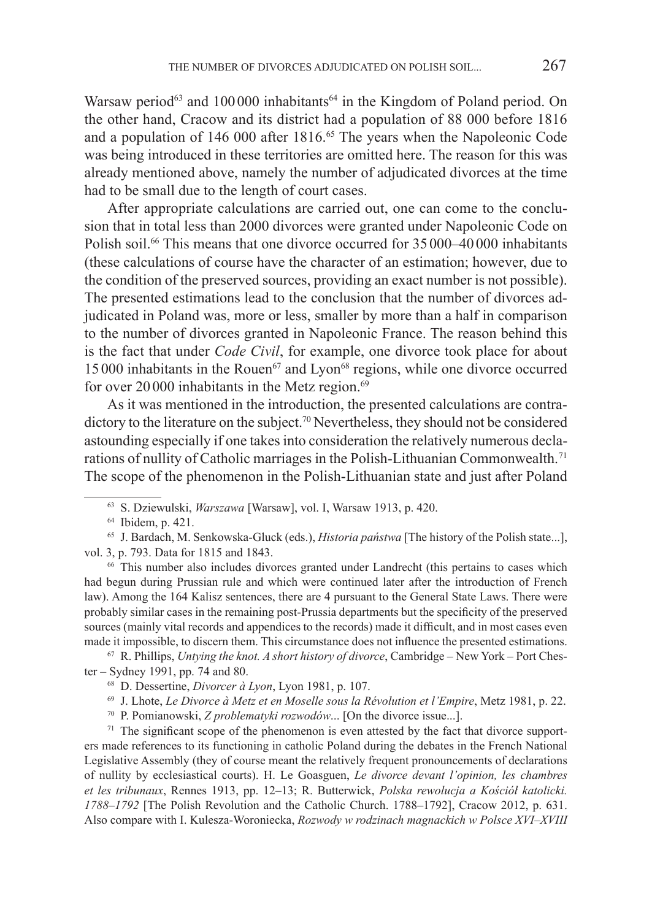Warsaw period[63] and 100 000 inhabitants[64] in the Kingdom of Poland period. On the other hand, Cracow and its district had a population of 88 000 before 1816 and a population of 146 000 after 1816.[65] The years when the Napoleonic Code was being introduced in these territories are omitted here. The reason for this was already mentioned above, namely the number of adjudicated divorces at the time had to be small due to the length of court cases.

After appropriate calculations are carried out, one can come to the conclusion that in total less than 2000 divorces were granted under Napoleonic Code on Polish soil.[66] This means that one divorce occurred for 35 000–40 000 inhabitants (these calculations of course have the character of an estimation; however, due to the condition of the preserved sources, providing an exact number is not possible). The presented estimations lead to the conclusion that the number of divorces adjudicated in Poland was, more or less, smaller by more than a half in comparison to the number of divorces granted in Napoleonic France. The reason behind this is the fact that under *Code Civil*, for example, one divorce took place for about 15 000 inhabitants in the Rouen[67] and Lyon[68] regions, while one divorce occurred for over 20 000 inhabitants in the Metz region.[69]

As it was mentioned in the introduction, the presented calculations are contradictory to the literature on the subject.[70] Nevertheless, they should not be considered astounding especially if one takes into consideration the relatively numerous declarations of nullity of Catholic marriages in the Polish-Lithuanian Commonwealth.[71] The scope of the phenomenon in the Polish-Lithuanian state and just after Poland

---

[63] S. Dziewulski, *Warszawa* [Warsaw], vol. I, Warsaw 1913, p. 420.

[64] Ibidem, p. 421.

[65] J. Bardach, M. Senkowska-Gluck (eds.), *Historia państwa* [The history of the Polish state...], vol. 3, p. 793. Data for 1815 and 1843.

[66] This number also includes divorces granted under Landrecht (this pertains to cases which had begun during Prussian rule and which were continued later after the introduction of French law). Among the 164 Kalisz sentences, there are 4 pursuant to the General State Laws. There were probably similar cases in the remaining post-Prussia departments but the specificity of the preserved sources (mainly vital records and appendices to the records) made it difficult, and in most cases even made it impossible, to discern them. This circumstance does not influence the presented estimations.

[67] R. Phillips, *Untying the knot. A short history of divorce*, Cambridge – New York – Port Chester – Sydney 1991, pp. 74 and 80.

[68] D. Dessertine, *Divorcer à Lyon*, Lyon 1981, p. 107.

[69] J. Lhote, *Le Divorce à Metz et en Moselle sous la Révolution et l'Empire*, Metz 1981, p. 22.

[70] P. Pomianowski, *Z problematyki rozwodów*... [On the divorce issue...].

[71] The significant scope of the phenomenon is even attested by the fact that divorce supporters made references to its functioning in catholic Poland during the debates in the French National Legislative Assembly (they of course meant the relatively frequent pronouncements of declarations of nullity by ecclesiastical courts). H. Le Goasguen, *Le divorce devant l'opinion, les chambres et les tribunaux*, Rennes 1913, pp. 12–13; R. Butterwick, *Polska rewolucja a Kościół katolicki. 1788–1792* [The Polish Revolution and the Catholic Church. 1788–1792], Cracow 2012, p. 631. Also compare with I. Kulesza-Woroniecka, *Rozwody w rodzinach magnackich w Polsce XVI–XVIII*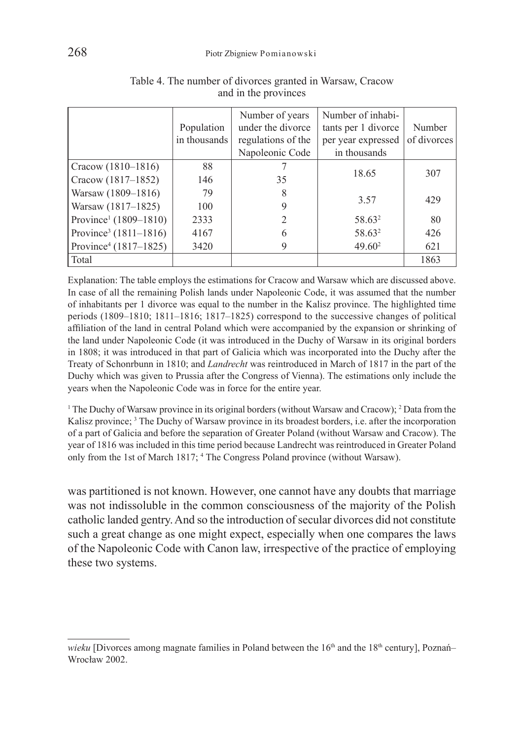Table 4. The number of divorces granted in Warsaw, Cracow and in the provinces

| | Population in thousands | Number of years under the divorce regulations of the Napoleonic Code | Number of inhabitants per 1 divorce per year expressed in thousands | Number of divorces |
|---|---|---|---|---|
| Cracow (1810–1816) | 88 | 7 | 18.65 | 307 |
| Cracow (1817–1852) | 146 | 35 | | |
| Warsaw (1809–1816) | 79 | 8 | 3.57 | 429 |
| Warsaw (1817–1825) | 100 | 9 | | |
| Province[1] (1809–1810) | 2333 | 2 | 58.63[2] | 80 |
| Province[3] (1811–1816) | 4167 | 6 | 58.63[2] | 426 |
| Province[4] (1817–1825) | 3420 | 9 | 49.60[2] | 621 |
| Total | | | | 1863 |

Explanation: The table employs the estimations for Cracow and Warsaw which are discussed above. In case of all the remaining Polish lands under Napoleonic Code, it was assumed that the number of inhabitants per 1 divorce was equal to the number in the Kalisz province. The highlighted time periods (1809–1810; 1811–1816; 1817–1825) correspond to the successive changes of political affiliation of the land in central Poland which were accompanied by the expansion or shrinking of the land under Napoleonic Code (it was introduced in the Duchy of Warsaw in its original borders in 1808; it was introduced in that part of Galicia which was incorporated into the Duchy after the Treaty of Schonrbunn in 1810; and *Landrecht* was reintroduced in March of 1817 in the part of the Duchy which was given to Prussia after the Congress of Vienna). The estimations only include the years when the Napoleonic Code was in force for the entire year.

[1] The Duchy of Warsaw province in its original borders (without Warsaw and Cracow); [2] Data from the Kalisz province; [3] The Duchy of Warsaw province in its broadest borders, i.e. after the incorporation of a part of Galicia and before the separation of Greater Poland (without Warsaw and Cracow). The year of 1816 was included in this time period because Landrecht was reintroduced in Greater Poland only from the 1st of March 1817; [4] The Congress Poland province (without Warsaw).

was partitioned is not known. However, one cannot have any doubts that marriage was not indissoluble in the common consciousness of the majority of the Polish catholic landed gentry. And so the introduction of secular divorces did not constitute such a great change as one might expect, especially when one compares the laws of the Napoleonic Code with Canon law, irrespective of the practice of employing these two systems.

*wieku* [Divorces among magnate families in Poland between the 16th and the 18th century], Poznań–Wrocław 2002.